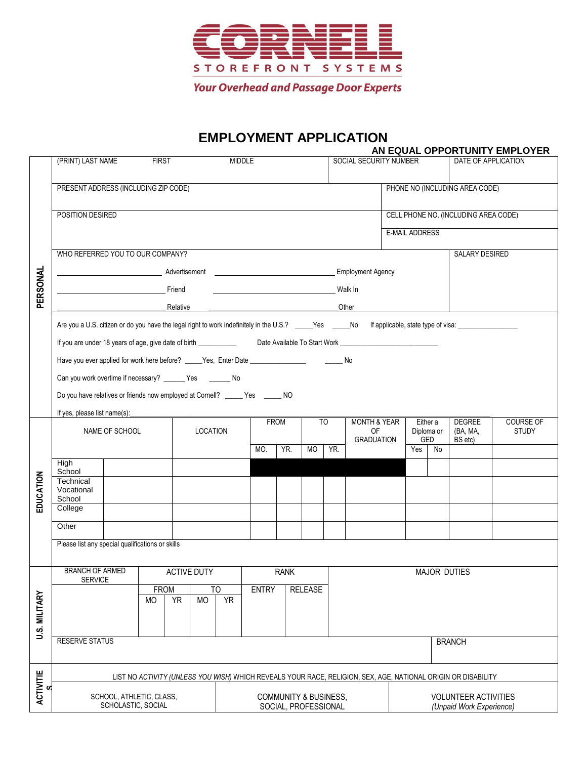**CORNELL**

STOREFRONT SYSTEMS

*Your Overhead and Passage Door Experts*

# EMPLOYMENT APPLICATION

**AN EQUAL OPPORTUNITY EMPLOYER**

## PERSONAL

| (PRINT) LAST NAME | FIRST | MIDDLE | SOCIAL SECURITY NUMBER | DATE OF APPLICATION |
|---|---|---|---|---|
| | | | | |

| PRESENT ADDRESS (INCLUDING ZIP CODE) | PHONE NO (INCLUDING AREA CODE) |
|---|---|
| POSITION DESIRED | CELL PHONE NO. (INCLUDING AREA CODE) |
| | E-MAIL ADDRESS |

WHO REFERRED YOU TO OUR COMPANY?

______________ Advertisement ______________ Employment Agency

______________ Friend ______________ Walk In

______________ Relative ______________ Other

SALARY DESIRED

Are you a U.S. citizen or do you have the legal right to work indefinitely in the U.S.? _____Yes _____No If applicable, state type of visa: ______________

If you are under 18 years of age, give date of birth __________ Date Available To Start Work ______________________

Have you ever applied for work here before? _____Yes, Enter Date ______________ _____ No

Can you work overtime if necessary? ______ Yes ______ No

Do you have relatives or friends now employed at Cornell? _____ Yes _____ NO

If yes, please list name(s):______________________________

## EDUCATION

| NAME OF SCHOOL | | LOCATION | FROM | | TO | | MONTH & YEAR OF GRADUATION | Either a Diploma or GED | | DEGREE (BA, MA, BS etc) | COURSE OF STUDY |
|---|---|---|---|---|---|---|---|---|---|---|---|
| | | | MO. | YR. | MO | YR. | | Yes | No | | |
| High School | | | | | | | | | | | |
| Technical Vocational School | | | | | | | | | | | |
| College | | | | | | | | | | | |
| Other | | | | | | | | | | | |

Please list any special qualifications or skills

## U.S. MILITARY

| BRANCH OF ARMED SERVICE | ACTIVE DUTY | | | | RANK | | MAJOR DUTIES |
|---|---|---|---|---|---|---|---|
| | FROM | | TO | | ENTRY | RELEASE | |
| | MO | YR | MO | YR | | | |
| | | | | | | | |

| RESERVE STATUS | BRANCH |
|---|---|
| | |

## ACTIVITIES

LIST NO *ACTIVITY (UNLESS YOU WISH)* WHICH REVEALS YOUR RACE, RELIGION, SEX, AGE, NATIONAL ORIGIN OR DISABILITY

| SCHOOL, ATHLETIC, CLASS, SCHOLASTIC, SOCIAL | COMMUNITY & BUSINESS, SOCIAL, PROFESSIONAL | VOLUNTEER ACTIVITIES *(Unpaid Work Experience)* |
|---|---|---|
| | | |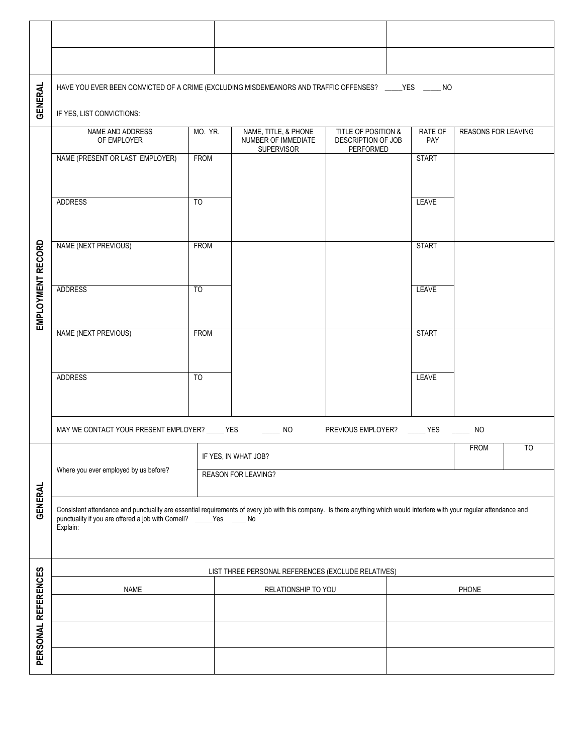| | | |
|---|---|---|
| | | |
| | | |

## GENERAL

HAVE YOU EVER BEEN CONVICTED OF A CRIME (EXCLUDING MISDEMEANORS AND TRAFFIC OFFENSES? _____YES _____ NO

IF YES, LIST CONVICTIONS:

## EMPLOYMENT RECORD

| NAME AND ADDRESS OF EMPLOYER | MO. YR. | NAME, TITLE, & PHONE NUMBER OF IMMEDIATE SUPERVISOR | TITLE OF POSITION & DESCRIPTION OF JOB PERFORMED | RATE OF PAY | REASONS FOR LEAVING |
|---|---|---|---|---|---|
| NAME (PRESENT OR LAST EMPLOYER) | FROM | | | START | |
| ADDRESS | TO | | | LEAVE | |
| NAME (NEXT PREVIOUS) | FROM | | | START | |
| ADDRESS | TO | | | LEAVE | |
| NAME (NEXT PREVIOUS) | FROM | | | START | |
| ADDRESS | TO | | | LEAVE | |

MAY WE CONTACT YOUR PRESENT EMPLOYER? _____ YES _____ NO PREVIOUS EMPLOYER? _____ YES _____ NO

## GENERAL

| Where you ever employed by us before? | IF YES, IN WHAT JOB? | FROM | TO |
|---|---|---|---|
| | REASON FOR LEAVING? | | |

Consistent attendance and punctuality are essential requirements of every job with this company. Is there anything which would interfere with your regular attendance and punctuality if you are offered a job with Cornell? _____Yes ____ No

Explain:

## PERSONAL REFERENCES

LIST THREE PERSONAL REFERENCES (EXCLUDE RELATIVES)

| NAME | RELATIONSHIP TO YOU | PHONE |
|---|---|---|
| | | |
| | | |
| | | |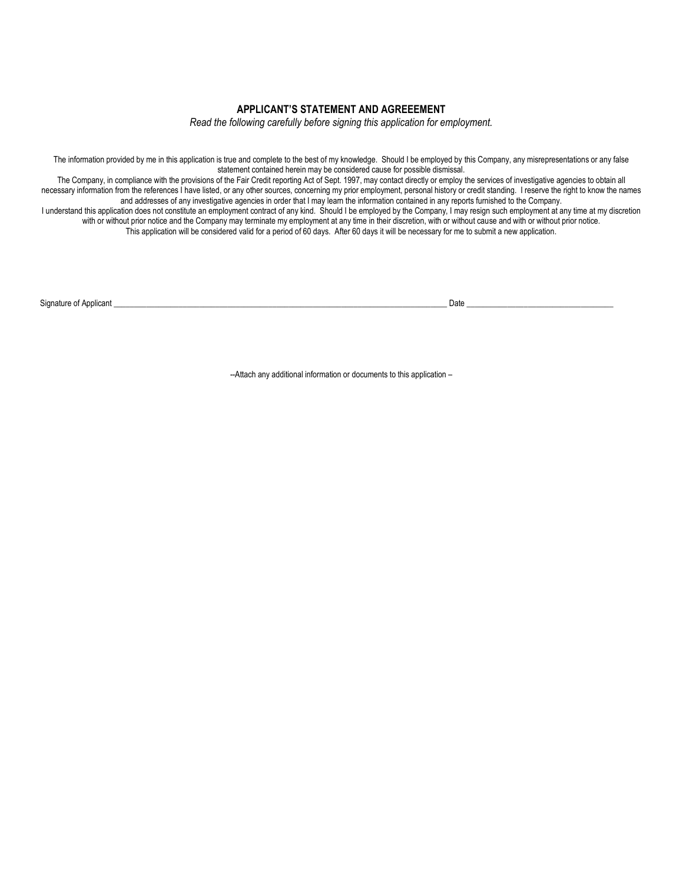## APPLICANT'S STATEMENT AND AGREEEMENT

*Read the following carefully before signing this application for employment.*

The information provided by me in this application is true and complete to the best of my knowledge. Should I be employed by this Company, any misrepresentations or any false statement contained herein may be considered cause for possible dismissal.

The Company, in compliance with the provisions of the Fair Credit reporting Act of Sept. 1997, may contact directly or employ the services of investigative agencies to obtain all necessary information from the references I have listed, or any other sources, concerning my prior employment, personal history or credit standing. I reserve the right to know the names and addresses of any investigative agencies in order that I may learn the information contained in any reports furnished to the Company.

I understand this application does not constitute an employment contract of any kind. Should I be employed by the Company, I may resign such employment at any time at my discretion with or without prior notice and the Company may terminate my employment at any time in their discretion, with or without cause and with or without prior notice.

This application will be considered valid for a period of 60 days. After 60 days it will be necessary for me to submit a new application.

Signature of Applicant ______________________________________________ Date ______________________

--Attach any additional information or documents to this application –